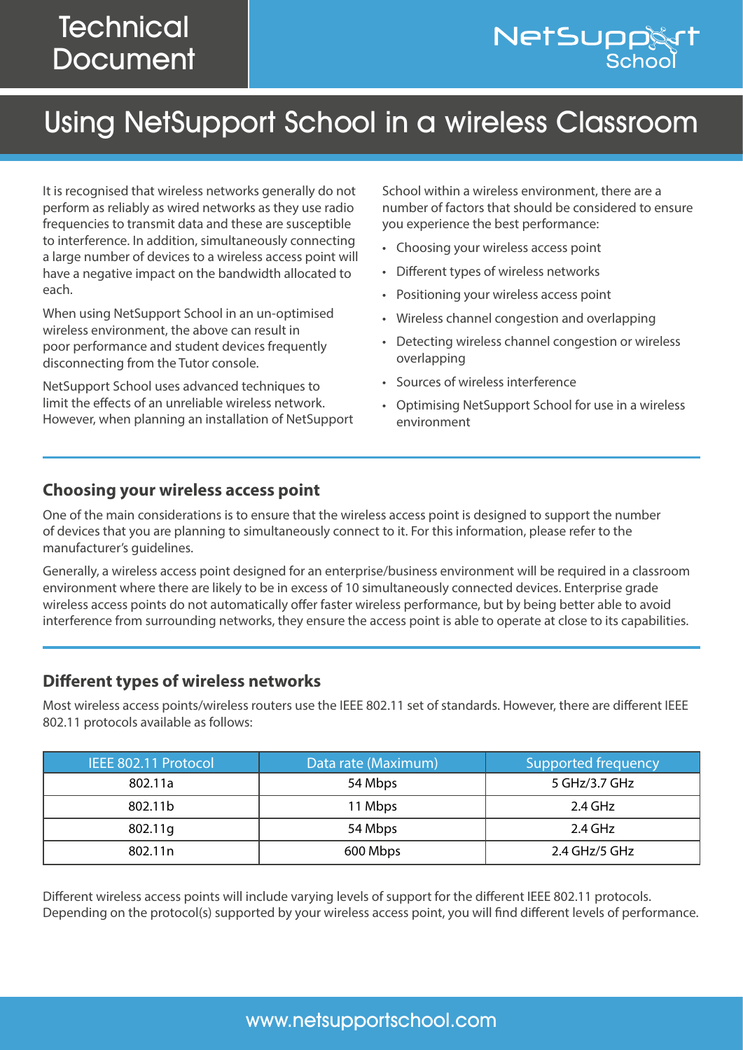# Technical Document

# Using NetSupport School in a wireless Classroom

It is recognised that wireless networks generally do not perform as reliably as wired networks as they use radio frequencies to transmit data and these are susceptible to interference. In addition, simultaneously connecting a large number of devices to a wireless access point will have a negative impact on the bandwidth allocated to each.

When using NetSupport School in an un-optimised wireless environment, the above can result in poor performance and student devices frequently disconnecting from the Tutor console.

NetSupport School uses advanced techniques to limit the effects of an unreliable wireless network. However, when planning an installation of NetSupport School within a wireless environment, there are a number of factors that should be considered to ensure you experience the best performance:

- Choosing your wireless access point
- Different types of wireless networks
- Positioning your wireless access point
- Wireless channel congestion and overlapping
- Detecting wireless channel congestion or wireless overlapping
- Sources of wireless interference
- Optimising NetSupport School for use in a wireless environment

## Choosing your wireless access point

One of the main considerations is to ensure that the wireless access point is designed to support the number of devices that you are planning to simultaneously connect to it. For this information, please refer to the manufacturer's guidelines.

Generally, a wireless access point designed for an enterprise/business environment will be required in a classroom environment where there are likely to be in excess of 10 simultaneously connected devices. Enterprise grade wireless access points do not automatically offer faster wireless performance, but by being better able to avoid interference from surrounding networks, they ensure the access point is able to operate at close to its capabilities.

## Different types of wireless networks

Most wireless access points/wireless routers use the IEEE 802.11 set of standards. However, there are different IEEE 802.11 protocols available as follows:

| IEEE 802.11 Protocol | Data rate (Maximum) | Supported frequency |
|---|---|---|
| 802.11a | 54 Mbps | 5 GHz/3.7 GHz |
| 802.11b | 11 Mbps | 2.4 GHz |
| 802.11g | 54 Mbps | 2.4 GHz |
| 802.11n | 600 Mbps | 2.4 GHz/5 GHz |

Different wireless access points will include varying levels of support for the different IEEE 802.11 protocols. Depending on the protocol(s) supported by your wireless access point, you will find different levels of performance.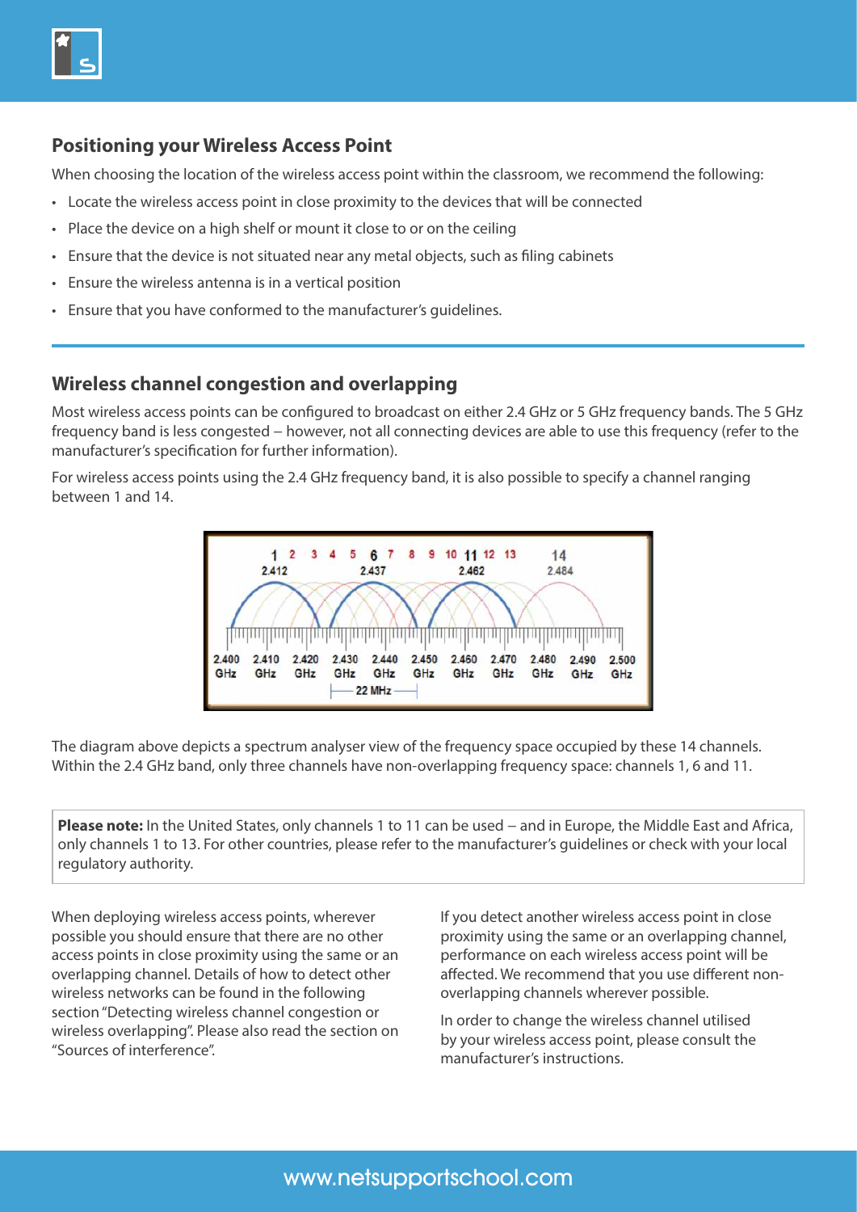## Positioning your Wireless Access Point

When choosing the location of the wireless access point within the classroom, we recommend the following:

- Locate the wireless access point in close proximity to the devices that will be connected
- Place the device on a high shelf or mount it close to or on the ceiling
- Ensure that the device is not situated near any metal objects, such as filing cabinets
- Ensure the wireless antenna is in a vertical position
- Ensure that you have conformed to the manufacturer's guidelines.

## Wireless channel congestion and overlapping

Most wireless access points can be configured to broadcast on either 2.4 GHz or 5 GHz frequency bands. The 5 GHz frequency band is less congested – however, not all connecting devices are able to use this frequency (refer to the manufacturer's specification for further information).

For wireless access points using the 2.4 GHz frequency band, it is also possible to specify a channel ranging between 1 and 14.

The diagram above depicts a spectrum analyser view of the frequency space occupied by these 14 channels. Within the 2.4 GHz band, only three channels have non-overlapping frequency space: channels 1, 6 and 11.

**Please note:** In the United States, only channels 1 to 11 can be used – and in Europe, the Middle East and Africa, only channels 1 to 13. For other countries, please refer to the manufacturer's guidelines or check with your local regulatory authority.

When deploying wireless access points, wherever possible you should ensure that there are no other access points in close proximity using the same or an overlapping channel. Details of how to detect other wireless networks can be found in the following section "Detecting wireless channel congestion or wireless overlapping". Please also read the section on "Sources of interference".

If you detect another wireless access point in close proximity using the same or an overlapping channel, performance on each wireless access point will be affected. We recommend that you use different non-overlapping channels wherever possible.

In order to change the wireless channel utilised by your wireless access point, please consult the manufacturer's instructions.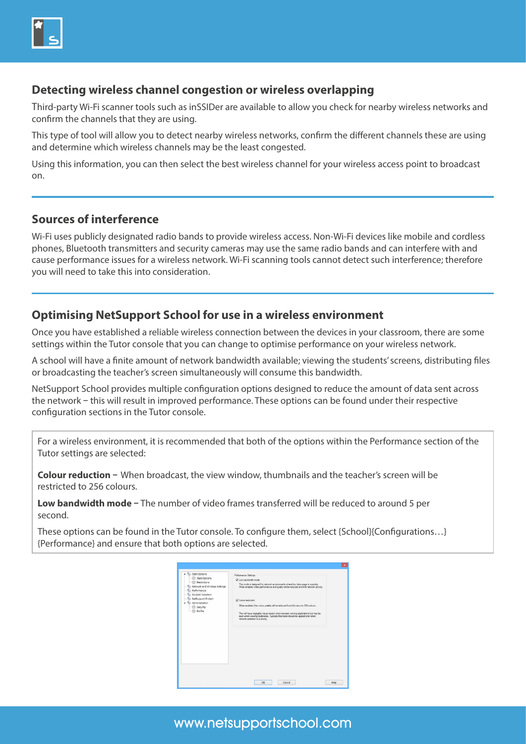## Detecting wireless channel congestion or wireless overlapping

Third-party Wi-Fi scanner tools such as inSSIDer are available to allow you check for nearby wireless networks and confirm the channels that they are using.

This type of tool will allow you to detect nearby wireless networks, confirm the different channels these are using and determine which wireless channels may be the least congested.

Using this information, you can then select the best wireless channel for your wireless access point to broadcast on.

## Sources of interference

Wi-Fi uses publicly designated radio bands to provide wireless access. Non-Wi-Fi devices like mobile and cordless phones, Bluetooth transmitters and security cameras may use the same radio bands and can interfere with and cause performance issues for a wireless network. Wi-Fi scanning tools cannot detect such interference; therefore you will need to take this into consideration.

## Optimising NetSupport School for use in a wireless environment

Once you have established a reliable wireless connection between the devices in your classroom, there are some settings within the Tutor console that you can change to optimise performance on your wireless network.

A school will have a finite amount of network bandwidth available; viewing the students' screens, distributing files or broadcasting the teacher's screen simultaneously will consume this bandwidth.

NetSupport School provides multiple configuration options designed to reduce the amount of data sent across the network – this will result in improved performance. These options can be found under their respective configuration sections in the Tutor console.

For a wireless environment, it is recommended that both of the options within the Performance section of the Tutor settings are selected:

**Colour reduction –** When broadcast, the view window, thumbnails and the teacher's screen will be restricted to 256 colours.

**Low bandwidth mode –** The number of video frames transferred will be reduced to around 5 per second.

These options can be found in the Tutor console. To configure them, select {School}{Configurations…}{Performance} and ensure that both options are selected.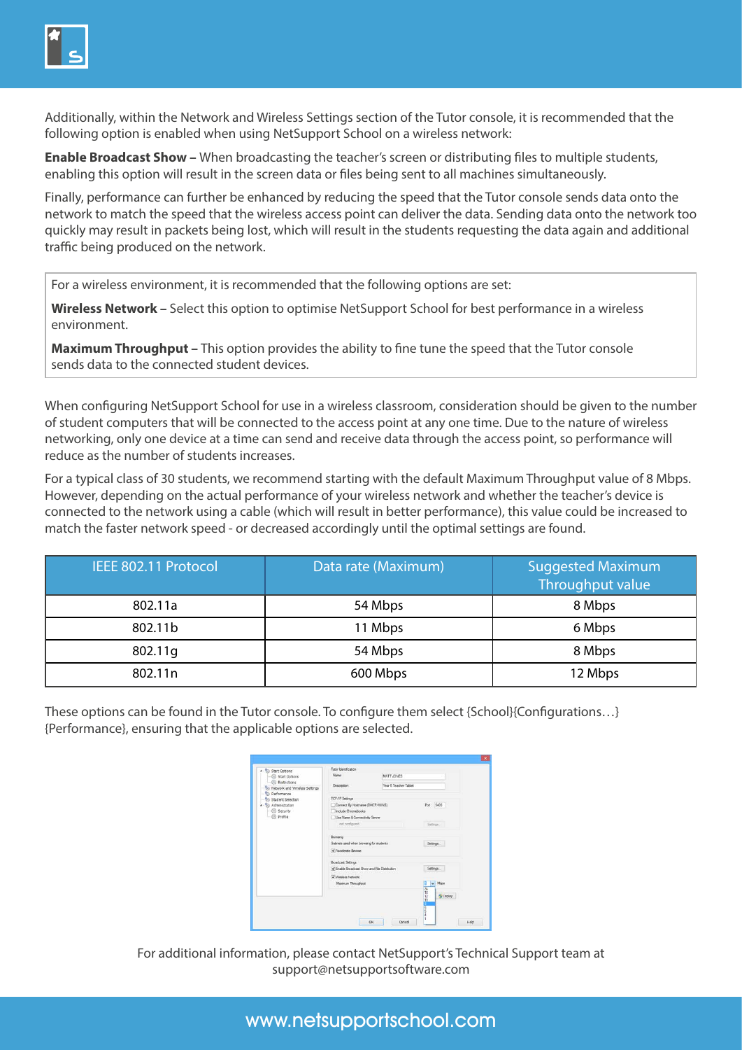Additionally, within the Network and Wireless Settings section of the Tutor console, it is recommended that the following option is enabled when using NetSupport School on a wireless network:

**Enable Broadcast Show –** When broadcasting the teacher's screen or distributing files to multiple students, enabling this option will result in the screen data or files being sent to all machines simultaneously.

Finally, performance can further be enhanced by reducing the speed that the Tutor console sends data onto the network to match the speed that the wireless access point can deliver the data. Sending data onto the network too quickly may result in packets being lost, which will result in the students requesting the data again and additional traffic being produced on the network.

For a wireless environment, it is recommended that the following options are set:

**Wireless Network –** Select this option to optimise NetSupport School for best performance in a wireless environment.

**Maximum Throughput –** This option provides the ability to fine tune the speed that the Tutor console sends data to the connected student devices.

When configuring NetSupport School for use in a wireless classroom, consideration should be given to the number of student computers that will be connected to the access point at any one time. Due to the nature of wireless networking, only one device at a time can send and receive data through the access point, so performance will reduce as the number of students increases.

For a typical class of 30 students, we recommend starting with the default Maximum Throughput value of 8 Mbps. However, depending on the actual performance of your wireless network and whether the teacher's device is connected to the network using a cable (which will result in better performance), this value could be increased to match the faster network speed - or decreased accordingly until the optimal settings are found.

| IEEE 802.11 Protocol | Data rate (Maximum) | Suggested Maximum Throughput value |
|---|---|---|
| 802.11a | 54 Mbps | 8 Mbps |
| 802.11b | 11 Mbps | 6 Mbps |
| 802.11g | 54 Mbps | 8 Mbps |
| 802.11n | 600 Mbps | 12 Mbps |

These options can be found in the Tutor console. To configure them select {School}{Configurations…}{Performance}, ensuring that the applicable options are selected.

For additional information, please contact NetSupport's Technical Support team at support@netsupportsoftware.com

www.netsupportschool.com